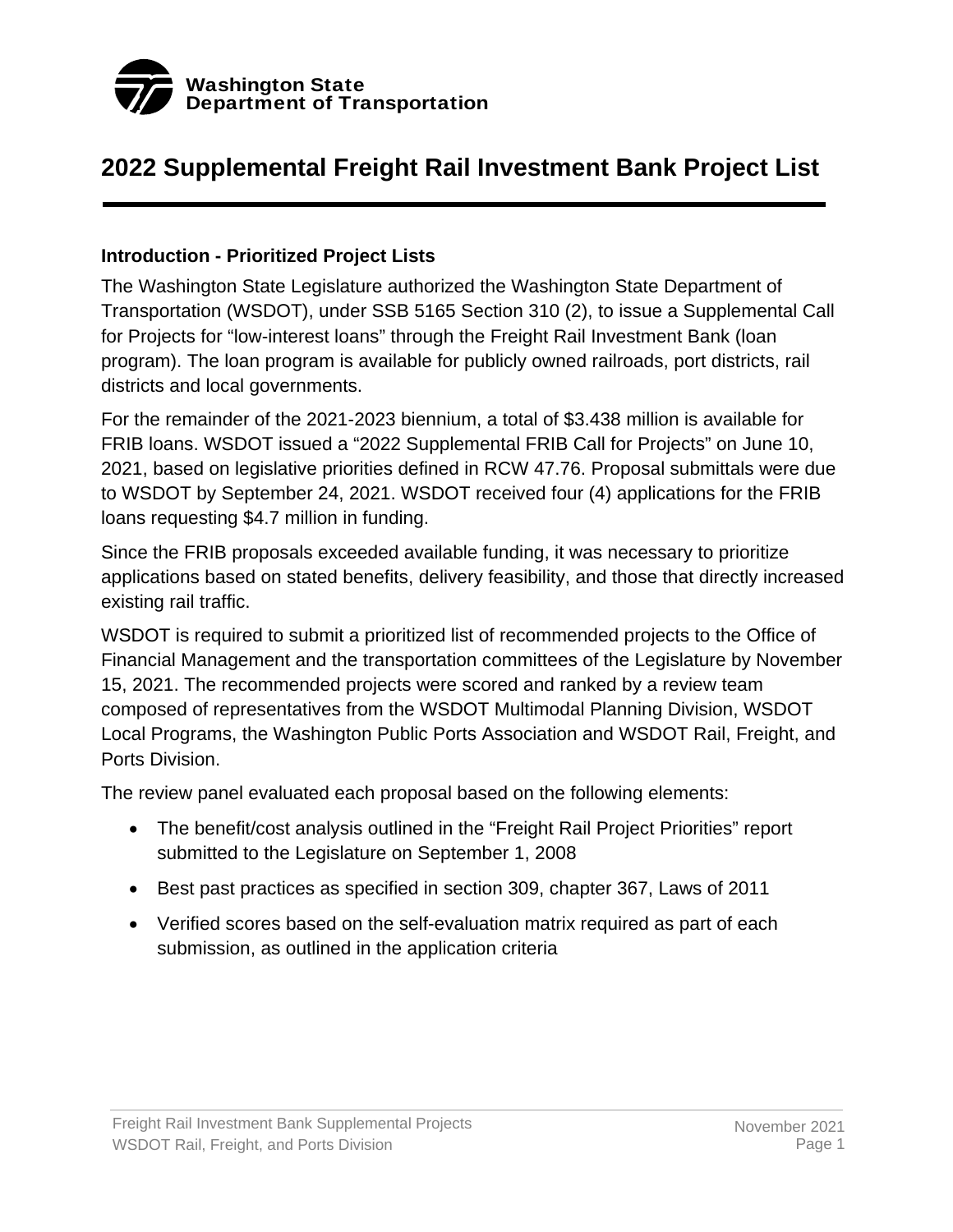Washington State Department of Transportation

# 2022 Supplemental Freight Rail Investment Bank Project List

## Introduction - Prioritized Project Lists

The Washington State Legislature authorized the Washington State Department of Transportation (WSDOT), under SSB 5165 Section 310 (2), to issue a Supplemental Call for Projects for "low-interest loans" through the Freight Rail Investment Bank (loan program). The loan program is available for publicly owned railroads, port districts, rail districts and local governments.

For the remainder of the 2021-2023 biennium, a total of $3.438 million is available for FRIB loans. WSDOT issued a "2022 Supplemental FRIB Call for Projects" on June 10, 2021, based on legislative priorities defined in RCW 47.76. Proposal submittals were due to WSDOT by September 24, 2021. WSDOT received four (4) applications for the FRIB loans requesting $4.7 million in funding.

Since the FRIB proposals exceeded available funding, it was necessary to prioritize applications based on stated benefits, delivery feasibility, and those that directly increased existing rail traffic.

WSDOT is required to submit a prioritized list of recommended projects to the Office of Financial Management and the transportation committees of the Legislature by November 15, 2021. The recommended projects were scored and ranked by a review team composed of representatives from the WSDOT Multimodal Planning Division, WSDOT Local Programs, the Washington Public Ports Association and WSDOT Rail, Freight, and Ports Division.

The review panel evaluated each proposal based on the following elements:

- The benefit/cost analysis outlined in the "Freight Rail Project Priorities" report submitted to the Legislature on September 1, 2008
- Best past practices as specified in section 309, chapter 367, Laws of 2011
- Verified scores based on the self-evaluation matrix required as part of each submission, as outlined in the application criteria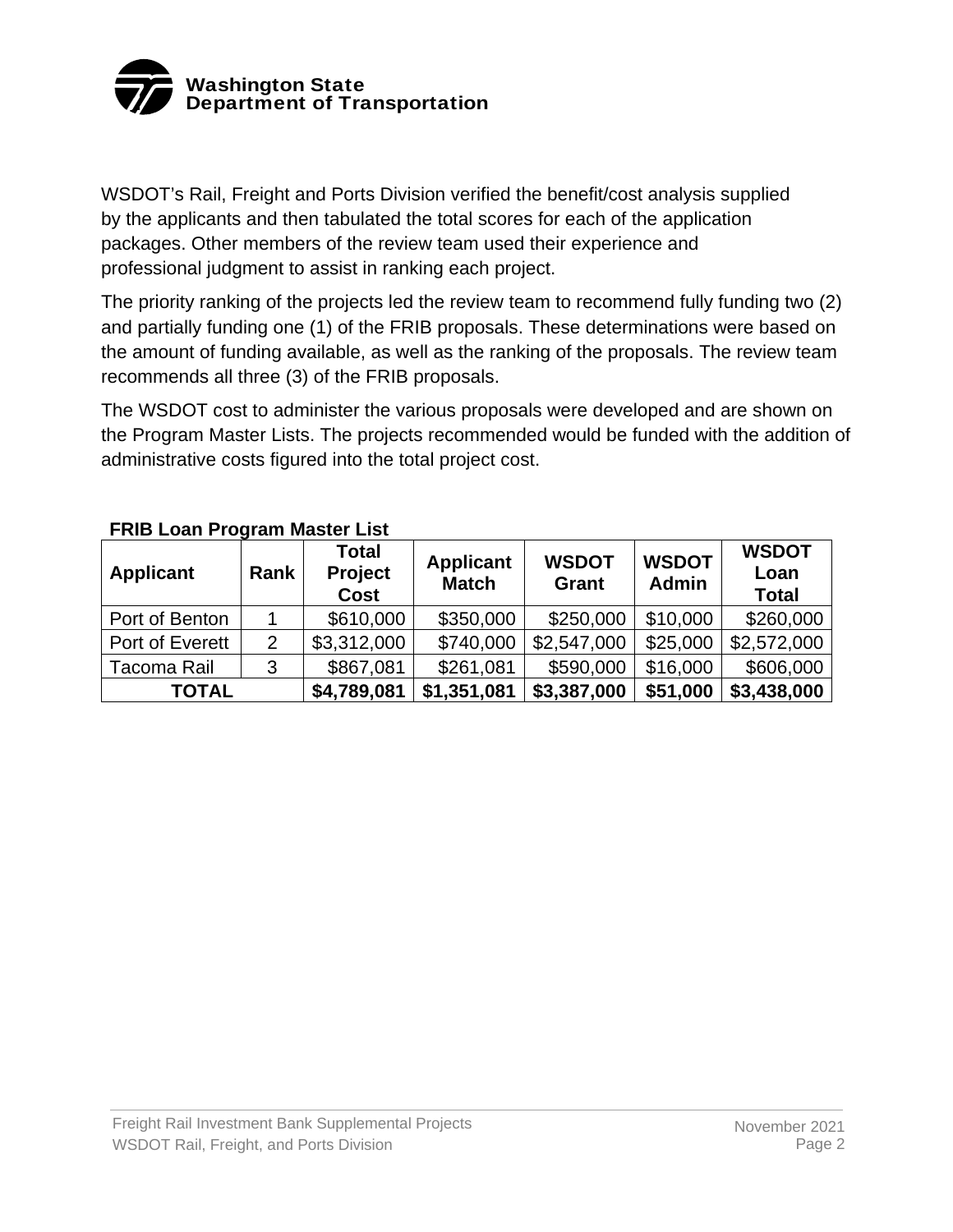WSDOT's Rail, Freight and Ports Division verified the benefit/cost analysis supplied by the applicants and then tabulated the total scores for each of the application packages. Other members of the review team used their experience and professional judgment to assist in ranking each project.

The priority ranking of the projects led the review team to recommend fully funding two (2) and partially funding one (1) of the FRIB proposals. These determinations were based on the amount of funding available, as well as the ranking of the proposals. The review team recommends all three (3) of the FRIB proposals.

The WSDOT cost to administer the various proposals were developed and are shown on the Program Master Lists. The projects recommended would be funded with the addition of administrative costs figured into the total project cost.

**FRIB Loan Program Master List**

| Applicant | Rank | Total Project Cost | Applicant Match | WSDOT Grant | WSDOT Admin | WSDOT Loan Total |
|---|---|---|---|---|---|---|
| Port of Benton | 1 | $610,000 | $350,000 | $250,000 | $10,000 | $260,000 |
| Port of Everett | 2 | $3,312,000 | $740,000 | $2,547,000 | $25,000 | $2,572,000 |
| Tacoma Rail | 3 | $867,081 | $261,081 | $590,000 | $16,000 | $606,000 |
| **TOTAL** | | **$4,789,081** | **$1,351,081** | **$3,387,000** | **$51,000** | **$3,438,000** |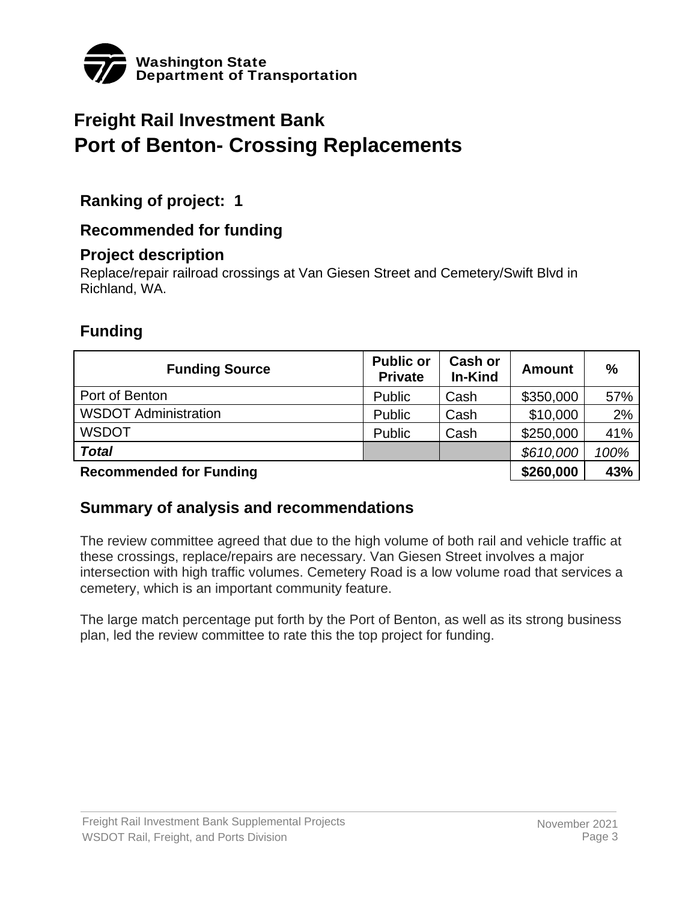Washington State
Department of Transportation

# Freight Rail Investment Bank
# Port of Benton- Crossing Replacements

## Ranking of project: 1

## Recommended for funding

## Project description

Replace/repair railroad crossings at Van Giesen Street and Cemetery/Swift Blvd in Richland, WA.

## Funding

| Funding Source | Public or Private | Cash or In-Kind | Amount | % |
|---|---|---|---|---|
| Port of Benton | Public | Cash | $350,000 | 57% |
| WSDOT Administration | Public | Cash | $10,000 | 2% |
| WSDOT | Public | Cash | $250,000 | 41% |
| ***Total*** | | | *$610,000* | *100%* |
| **Recommended for Funding** | | | **$260,000** | **43%** |

## Summary of analysis and recommendations

The review committee agreed that due to the high volume of both rail and vehicle traffic at these crossings, replace/repairs are necessary. Van Giesen Street involves a major intersection with high traffic volumes. Cemetery Road is a low volume road that services a cemetery, which is an important community feature.

The large match percentage put forth by the Port of Benton, as well as its strong business plan, led the review committee to rate this the top project for funding.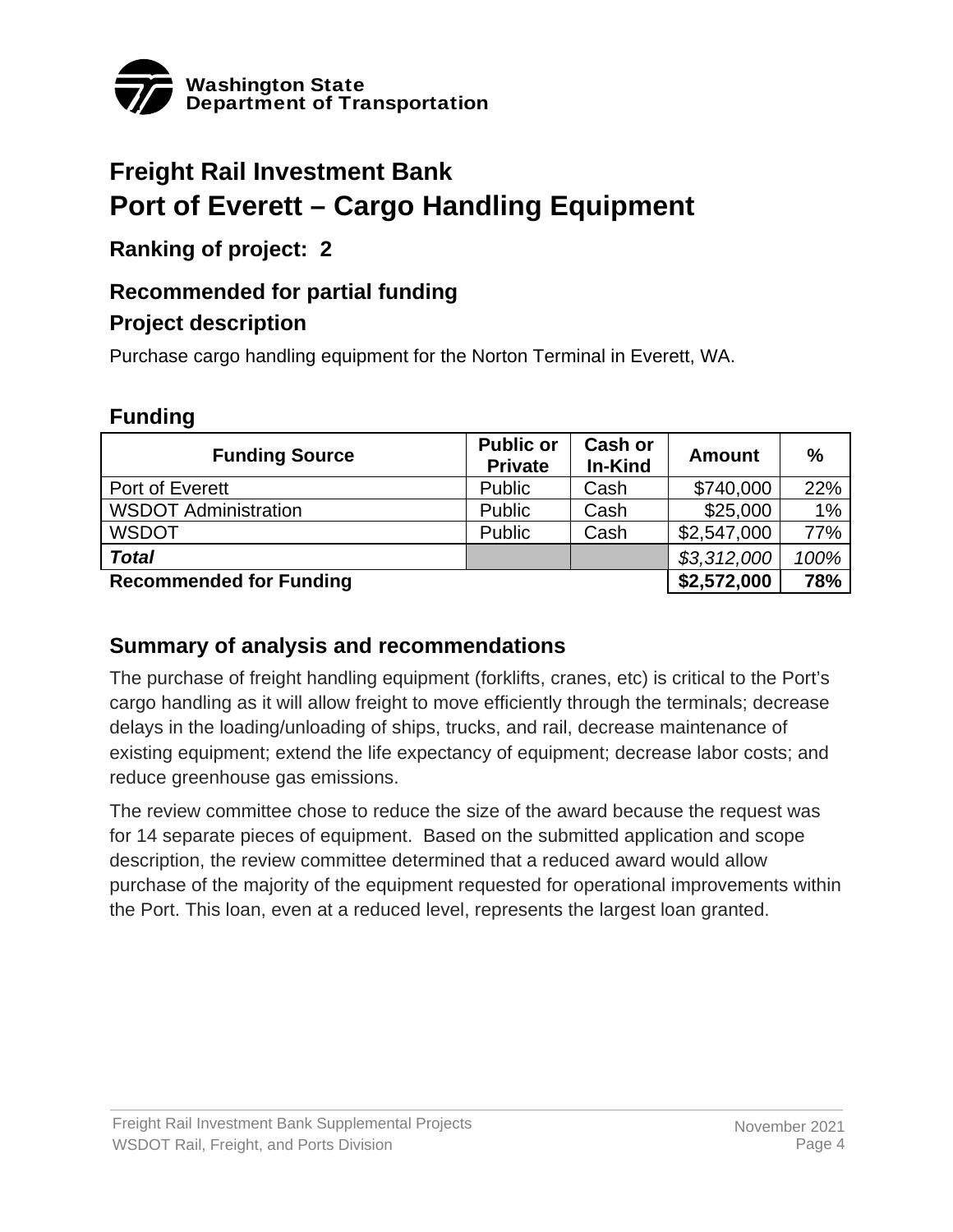Washington State Department of Transportation

# Freight Rail Investment Bank
# Port of Everett – Cargo Handling Equipment

## Ranking of project: 2

## Recommended for partial funding

## Project description

Purchase cargo handling equipment for the Norton Terminal in Everett, WA.

## Funding

| Funding Source | Public or Private | Cash or In-Kind | Amount | % |
|---|---|---|---|---|
| Port of Everett | Public | Cash | $740,000 | 22% |
| WSDOT Administration | Public | Cash | $25,000 | 1% |
| WSDOT | Public | Cash | $2,547,000 | 77% |
| ***Total*** | | | *$3,312,000* | *100%* |
| **Recommended for Funding** | | | **$2,572,000** | **78%** |

## Summary of analysis and recommendations

The purchase of freight handling equipment (forklifts, cranes, etc) is critical to the Port's cargo handling as it will allow freight to move efficiently through the terminals; decrease delays in the loading/unloading of ships, trucks, and rail, decrease maintenance of existing equipment; extend the life expectancy of equipment; decrease labor costs; and reduce greenhouse gas emissions.

The review committee chose to reduce the size of the award because the request was for 14 separate pieces of equipment. Based on the submitted application and scope description, the review committee determined that a reduced award would allow purchase of the majority of the equipment requested for operational improvements within the Port. This loan, even at a reduced level, represents the largest loan granted.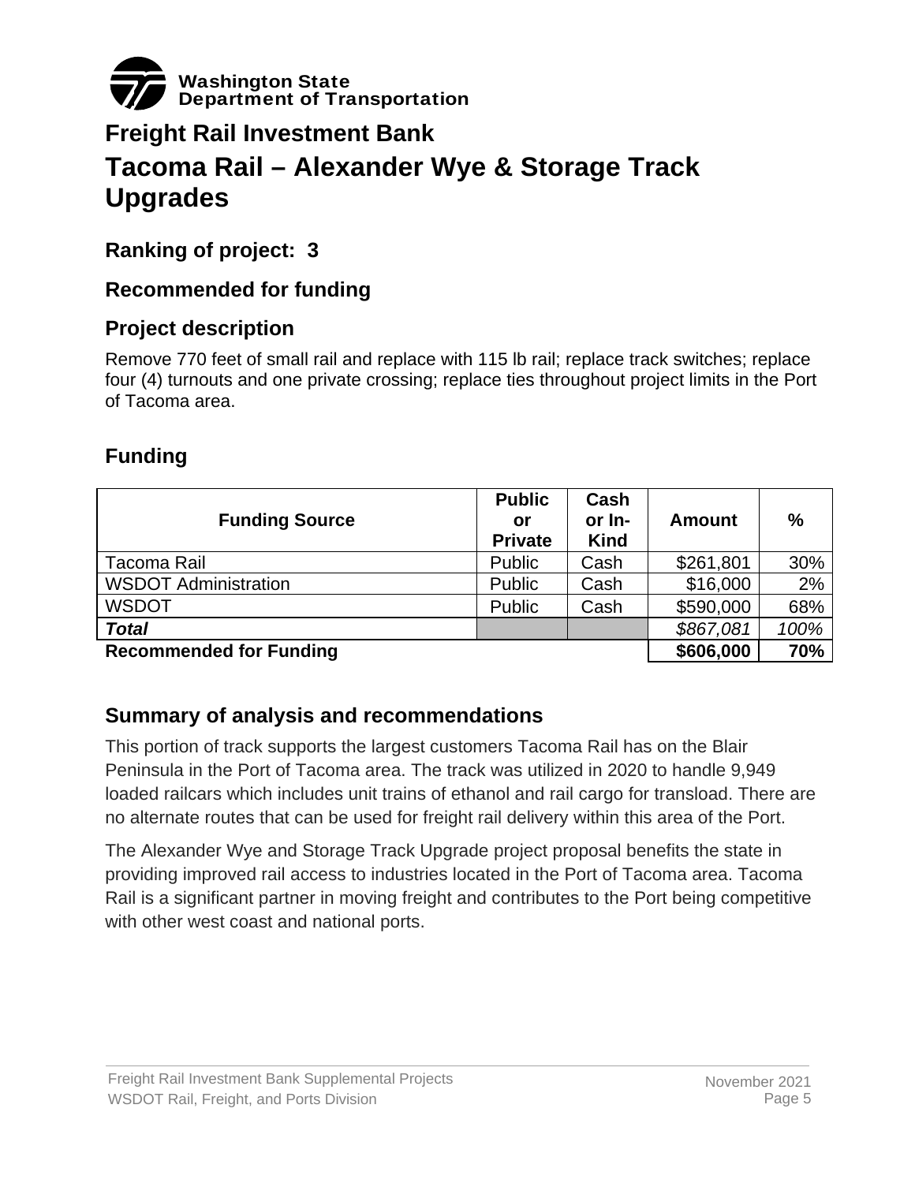Washington State
Department of Transportation

# Freight Rail Investment Bank

# Tacoma Rail – Alexander Wye & Storage Track Upgrades

## Ranking of project: 3

## Recommended for funding

## Project description

Remove 770 feet of small rail and replace with 115 lb rail; replace track switches; replace four (4) turnouts and one private crossing; replace ties throughout project limits in the Port of Tacoma area.

## Funding

| Funding Source | Public or Private | Cash or In-Kind | Amount | % |
|---|---|---|---|---|
| Tacoma Rail | Public | Cash | $261,801 | 30% |
| WSDOT Administration | Public | Cash | $16,000 | 2% |
| WSDOT | Public | Cash | $590,000 | 68% |
| ***Total*** | | | *$867,081* | *100%* |
| **Recommended for Funding** | | | **$606,000** | **70%** |

## Summary of analysis and recommendations

This portion of track supports the largest customers Tacoma Rail has on the Blair Peninsula in the Port of Tacoma area. The track was utilized in 2020 to handle 9,949 loaded railcars which includes unit trains of ethanol and rail cargo for transload. There are no alternate routes that can be used for freight rail delivery within this area of the Port.

The Alexander Wye and Storage Track Upgrade project proposal benefits the state in providing improved rail access to industries located in the Port of Tacoma area. Tacoma Rail is a significant partner in moving freight and contributes to the Port being competitive with other west coast and national ports.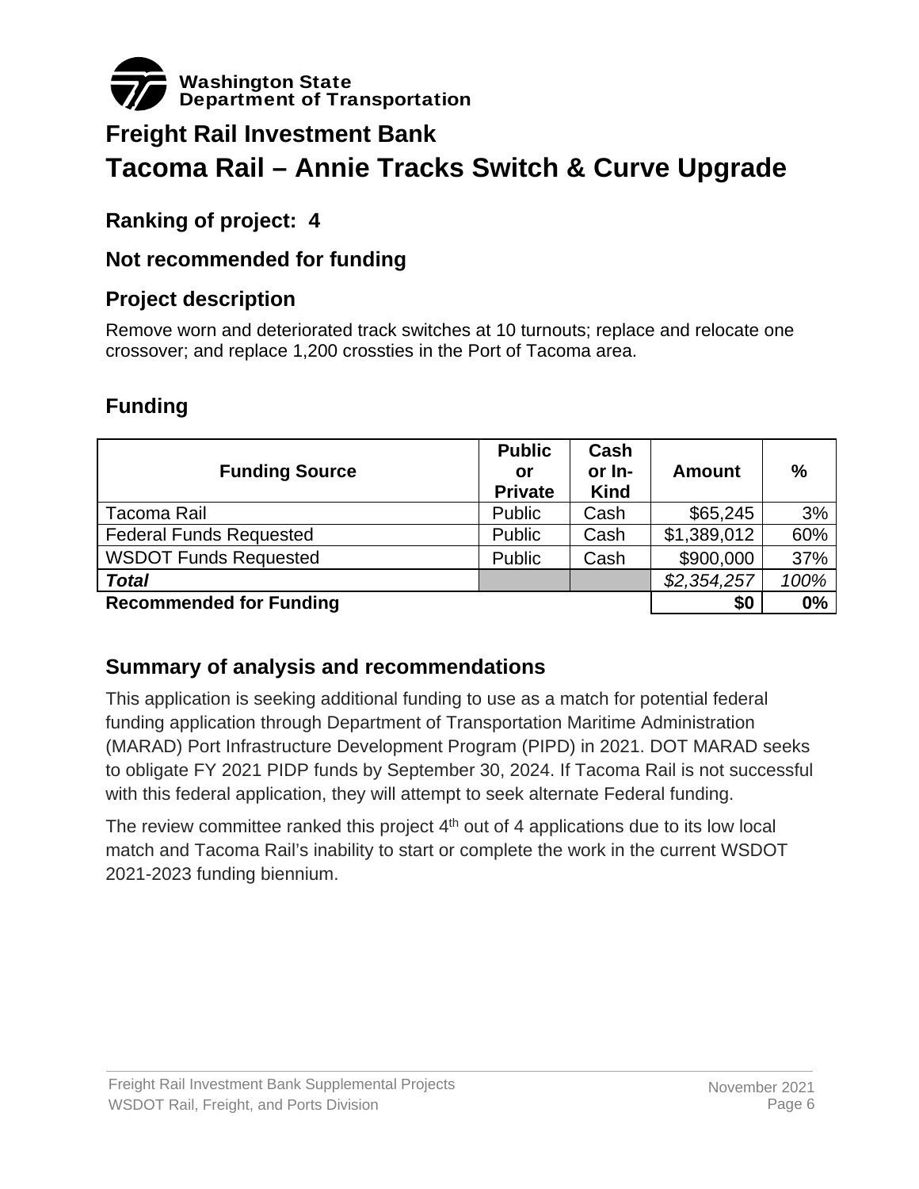Washington State
Department of Transportation

# Freight Rail Investment Bank

# Tacoma Rail – Annie Tracks Switch & Curve Upgrade

## Ranking of project: 4

## Not recommended for funding

## Project description

Remove worn and deteriorated track switches at 10 turnouts; replace and relocate one crossover; and replace 1,200 crossties in the Port of Tacoma area.

## Funding

| Funding Source | Public or Private | Cash or In-Kind | Amount | % |
|---|---|---|---|---|
| Tacoma Rail | Public | Cash | $65,245 | 3% |
| Federal Funds Requested | Public | Cash | $1,389,012 | 60% |
| WSDOT Funds Requested | Public | Cash | $900,000 | 37% |
| ***Total*** | | | *$2,354,257* | *100%* |
| **Recommended for Funding** | | | **$0** | **0%** |

## Summary of analysis and recommendations

This application is seeking additional funding to use as a match for potential federal funding application through Department of Transportation Maritime Administration (MARAD) Port Infrastructure Development Program (PIPD) in 2021. DOT MARAD seeks to obligate FY 2021 PIDP funds by September 30, 2024. If Tacoma Rail is not successful with this federal application, they will attempt to seek alternate Federal funding.

The review committee ranked this project 4th out of 4 applications due to its low local match and Tacoma Rail's inability to start or complete the work in the current WSDOT 2021-2023 funding biennium.